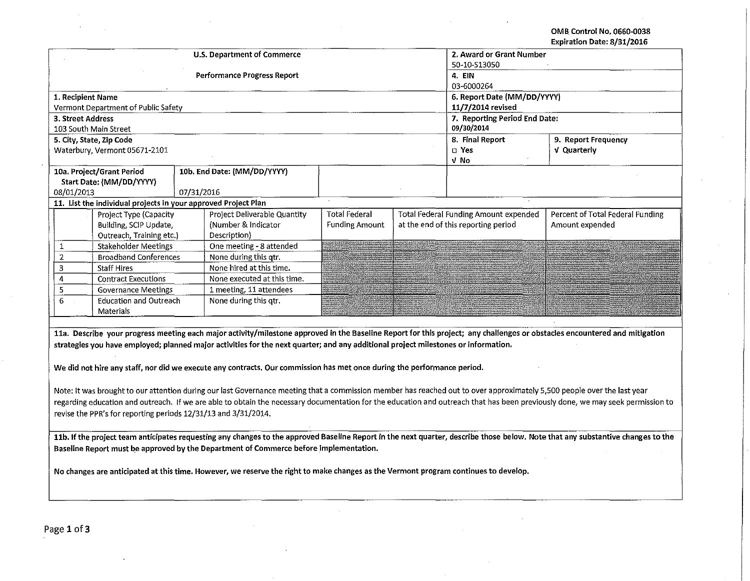OMB Control No. 0660-0038
Expiration Date: 8/31/2016

| U.S. Department of Commerce<br>Performance Progress Report | 2. Award or Grant Number<br>50-10-S13050 | |
|---|---|---|
| | 4. EIN<br>03-6000264 | |
| 1. Recipient Name<br>Vermont Department of Public Safety | 6. Report Date (MM/DD/YYYY)<br>11/7/2014 revised | |
| 3. Street Address<br>103 South Main Street | 7. Reporting Period End Date:<br>09/30/2014 | |
| 5. City, State, Zip Code<br>Waterbury, Vermont 05671-2101 | 8. Final Report<br>□ Yes<br>√ No | 9. Report Frequency<br>√ Quarterly |

| 10a. Project/Grant Period Start Date: (MM/DD/YYYY) | 10b. End Date: (MM/DD/YYYY) |
|---|---|
| 08/01/2013 | 07/31/2016 |

**11. List the individual projects in your approved Project Plan**

| | Project Type (Capacity Building, SCIP Update, Outreach, Training etc.) | Project Deliverable Quantity (Number & Indicator Description) | Total Federal Funding Amount | Total Federal Funding Amount expended at the end of this reporting period | Percent of Total Federal Funding Amount expended |
|---|---|---|---|---|---|
| 1 | Stakeholder Meetings | One meeting - 8 attended | | | |
| 2 | Broadband Conferences | None during this qtr. | | | |
| 3 | Staff Hires | None hired at this time. | | | |
| 4 | Contract Executions | None executed at this time. | | | |
| 5 | Governance Meetings | 1 meeting, 11 attendees | | | |
| 6 | Education and Outreach Materials | None during this qtr. | | | |

**11a. Describe your progress meeting each major activity/milestone approved in the Baseline Report for this project; any challenges or obstacles encountered and mitigation strategies you have employed; planned major activities for the next quarter; and any additional project milestones or information.**

**We did not hire any staff, nor did we execute any contracts. Our commission has met once during the performance period.**

Note: It was brought to our attention during our last Governance meeting that a commission member has reached out to over approximately 5,500 people over the last year regarding education and outreach. If we are able to obtain the necessary documentation for the education and outreach that has been previously done, we may seek permission to revise the PPR's for reporting periods 12/31/13 and 3/31/2014.

**11b. If the project team anticipates requesting any changes to the approved Baseline Report in the next quarter, describe those below. Note that any substantive changes to the Baseline Report must be approved by the Department of Commerce before implementation.**

**No changes are anticipated at this time. However, we reserve the right to make changes as the Vermont program continues to develop.**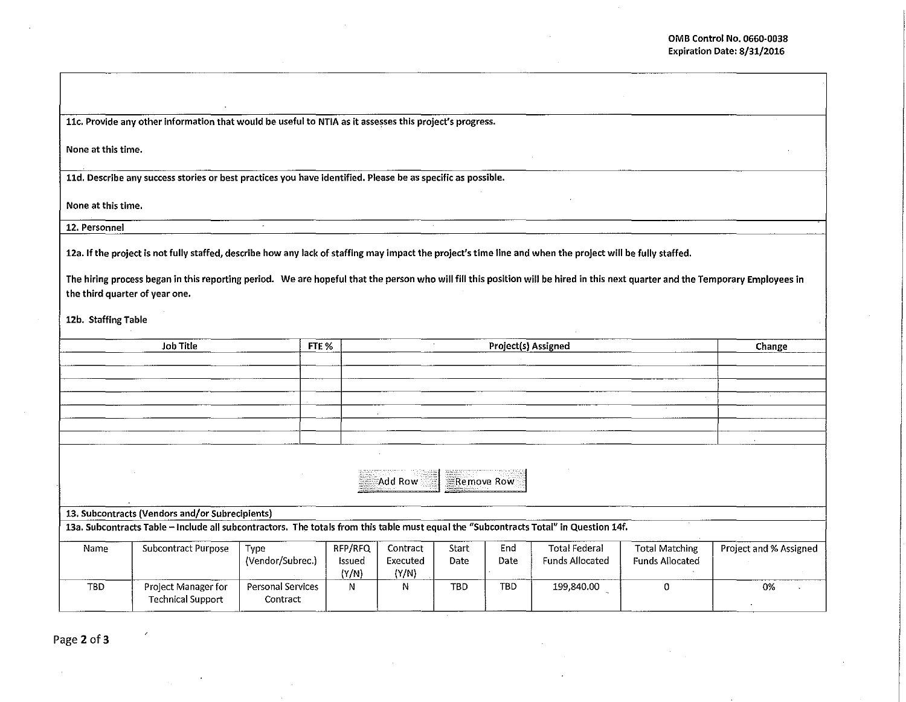11c. Provide any other information that would be useful to NTIA as it assesses this project's progress.

None at this time.

11d. Describe any success stories or best practices you have identified. Please be as specific as possible.

None at this time.

**12. Personnel**

12a. If the project is not fully staffed, describe how any lack of staffing may impact the project's time line and when the project will be fully staffed.

The hiring process began in this reporting period. We are hopeful that the person who will fill this position will be hired in this next quarter and the Temporary Employees in the third quarter of year one.

12b. Staffing Table

| Job Title | FTE % | Project(s) Assigned | Change |
|---|---|---|---|
| | | | |
| | | | |
| | | | |
| | | | |
| | | | |
| | | | |
| | | | |

Add Row | Remove Row

**13. Subcontracts (Vendors and/or Subrecipients)**

13a. Subcontracts Table – Include all subcontractors. The totals from this table must equal the "Subcontracts Total" in Question 14f.

| Name | Subcontract Purpose | Type (Vendor/Subrec.) | RFP/RFQ Issued (Y/N) | Contract Executed (Y/N) | Start Date | End Date | Total Federal Funds Allocated | Total Matching Funds Allocated | Project and % Assigned |
|---|---|---|---|---|---|---|---|---|---|
| TBD | Project Manager for Technical Support | Personal Services Contract | N | N | TBD | TBD | 199,840.00 | 0 | 0% |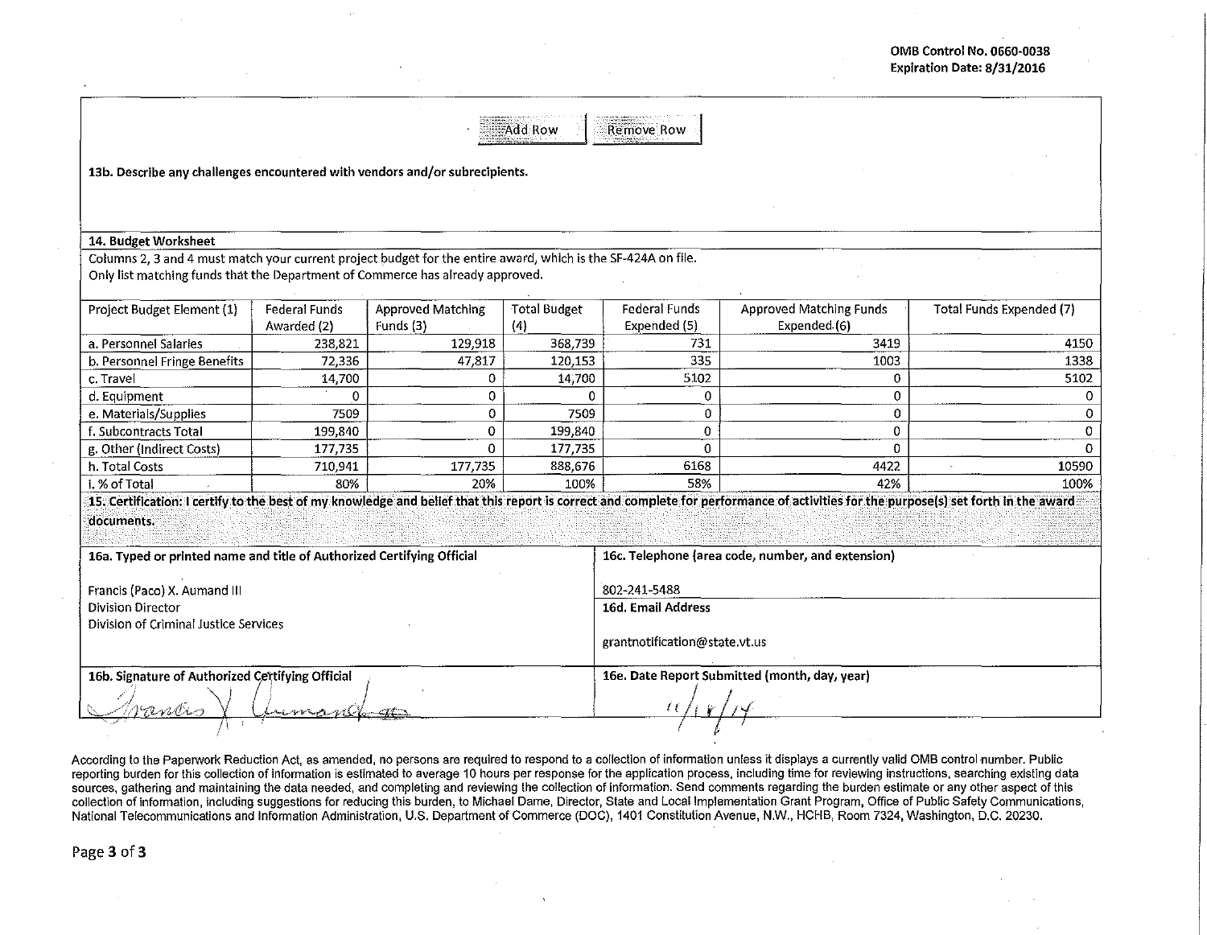OMB Control No. 0660-0038
Expiration Date: 8/31/2016

Add Row | Remove Row

**13b. Describe any challenges encountered with vendors and/or subrecipients.**

**14. Budget Worksheet**

Columns 2, 3 and 4 must match your current project budget for the entire award, which is the SF-424A on file.
Only list matching funds that the Department of Commerce has already approved.

| Project Budget Element (1) | Federal Funds Awarded (2) | Approved Matching Funds (3) | Total Budget (4) | Federal Funds Expended (5) | Approved Matching Funds Expended (6) | Total Funds Expended (7) |
|---|---|---|---|---|---|---|
| a. Personnel Salaries | 238,821 | 129,918 | 368,739 | 731 | 3419 | 4150 |
| b. Personnel Fringe Benefits | 72,336 | 47,817 | 120,153 | 335 | 1003 | 1338 |
| c. Travel | 14,700 | 0 | 14,700 | 5102 | 0 | 5102 |
| d. Equipment | 0 | 0 | 0 | 0 | 0 | 0 |
| e. Materials/Supplies | 7509 | 0 | 7509 | 0 | 0 | 0 |
| f. Subcontracts Total | 199,840 | 0 | 199,840 | 0 | 0 | 0 |
| g. Other (Indirect Costs) | 177,735 | 0 | 177,735 | 0 | 0 | 0 |
| h. Total Costs | 710,941 | 177,735 | 888,676 | 6168 | 4422 | 10590 |
| i. % of Total | 80% | 20% | 100% | 58% | 42% | 100% |

**15. Certification: I certify to the best of my knowledge and belief that this report is correct and complete for performance of activities for the purpose(s) set forth in the award documents.**

**16a. Typed or printed name and title of Authorized Certifying Official**

Francis (Paco) X. Aumand III
Division Director
Division of Criminal Justice Services

**16c. Telephone (area code, number, and extension)**

802-241-5488

**16d. Email Address**

grantnotification@state.vt.us

**16b. Signature of Authorized Certifying Official**

Francis X. Aumand III

**16e. Date Report Submitted (month, day, year)**

11/18/14

According to the Paperwork Reduction Act, as amended, no persons are required to respond to a collection of information unless it displays a currently valid OMB control number. Public reporting burden for this collection of information is estimated to average 10 hours per response for the application process, including time for reviewing instructions, searching existing data sources, gathering and maintaining the data needed, and completing and reviewing the collection of information. Send comments regarding the burden estimate or any other aspect of this collection of information, including suggestions for reducing this burden, to Michael Dame, Director, State and Local Implementation Grant Program, Office of Public Safety Communications, National Telecommunications and Information Administration, U.S. Department of Commerce (DOC), 1401 Constitution Avenue, N.W., HCHB, Room 7324, Washington, D.C. 20230.